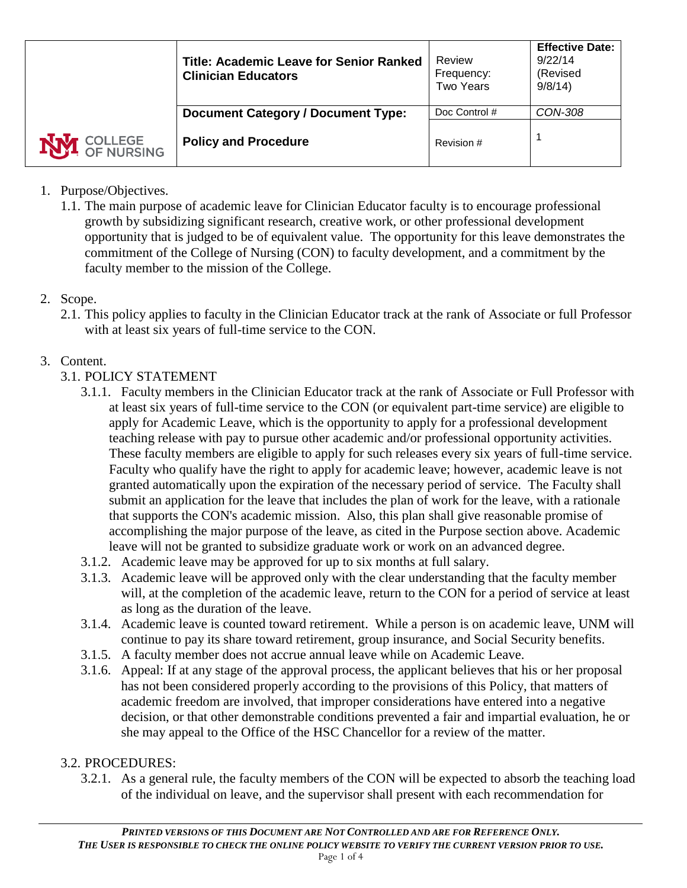| UNM COLLEGE OF NURSING | **Title: Academic Leave for Senior Ranked Clinician Educators** | Review Frequency: Two Years | **Effective Date:** 9/22/14 (Revised 9/8/14) |
|---|---|---|---|
| | **Document Category / Document Type:** | Doc Control # | *CON-308* |
| | **Policy and Procedure** | Revision # | 1 |

1. Purpose/Objectives.
   1.1. The main purpose of academic leave for Clinician Educator faculty is to encourage professional growth by subsidizing significant research, creative work, or other professional development opportunity that is judged to be of equivalent value. The opportunity for this leave demonstrates the commitment of the College of Nursing (CON) to faculty development, and a commitment by the faculty member to the mission of the College.

2. Scope.
   2.1. This policy applies to faculty in the Clinician Educator track at the rank of Associate or full Professor with at least six years of full-time service to the CON.

3. Content.
   3.1. POLICY STATEMENT
      3.1.1. Faculty members in the Clinician Educator track at the rank of Associate or Full Professor with at least six years of full-time service to the CON (or equivalent part-time service) are eligible to apply for Academic Leave, which is the opportunity to apply for a professional development teaching release with pay to pursue other academic and/or professional opportunity activities. These faculty members are eligible to apply for such releases every six years of full-time service. Faculty who qualify have the right to apply for academic leave; however, academic leave is not granted automatically upon the expiration of the necessary period of service. The Faculty shall submit an application for the leave that includes the plan of work for the leave, with a rationale that supports the CON's academic mission. Also, this plan shall give reasonable promise of accomplishing the major purpose of the leave, as cited in the Purpose section above. Academic leave will not be granted to subsidize graduate work or work on an advanced degree.
      3.1.2. Academic leave may be approved for up to six months at full salary.
      3.1.3. Academic leave will be approved only with the clear understanding that the faculty member will, at the completion of the academic leave, return to the CON for a period of service at least as long as the duration of the leave.
      3.1.4. Academic leave is counted toward retirement. While a person is on academic leave, UNM will continue to pay its share toward retirement, group insurance, and Social Security benefits.
      3.1.5. A faculty member does not accrue annual leave while on Academic Leave.
      3.1.6. Appeal: If at any stage of the approval process, the applicant believes that his or her proposal has not been considered properly according to the provisions of this Policy, that matters of academic freedom are involved, that improper considerations have entered into a negative decision, or that other demonstrable conditions prevented a fair and impartial evaluation, he or she may appeal to the Office of the HSC Chancellor for a review of the matter.

   3.2. PROCEDURES:
      3.2.1. As a general rule, the faculty members of the CON will be expected to absorb the teaching load of the individual on leave, and the supervisor shall present with each recommendation for

***PRINTED VERSIONS OF THIS DOCUMENT ARE NOT CONTROLLED AND ARE FOR REFERENCE ONLY. THE USER IS RESPONSIBLE TO CHECK THE ONLINE POLICY WEBSITE TO VERIFY THE CURRENT VERSION PRIOR TO USE.***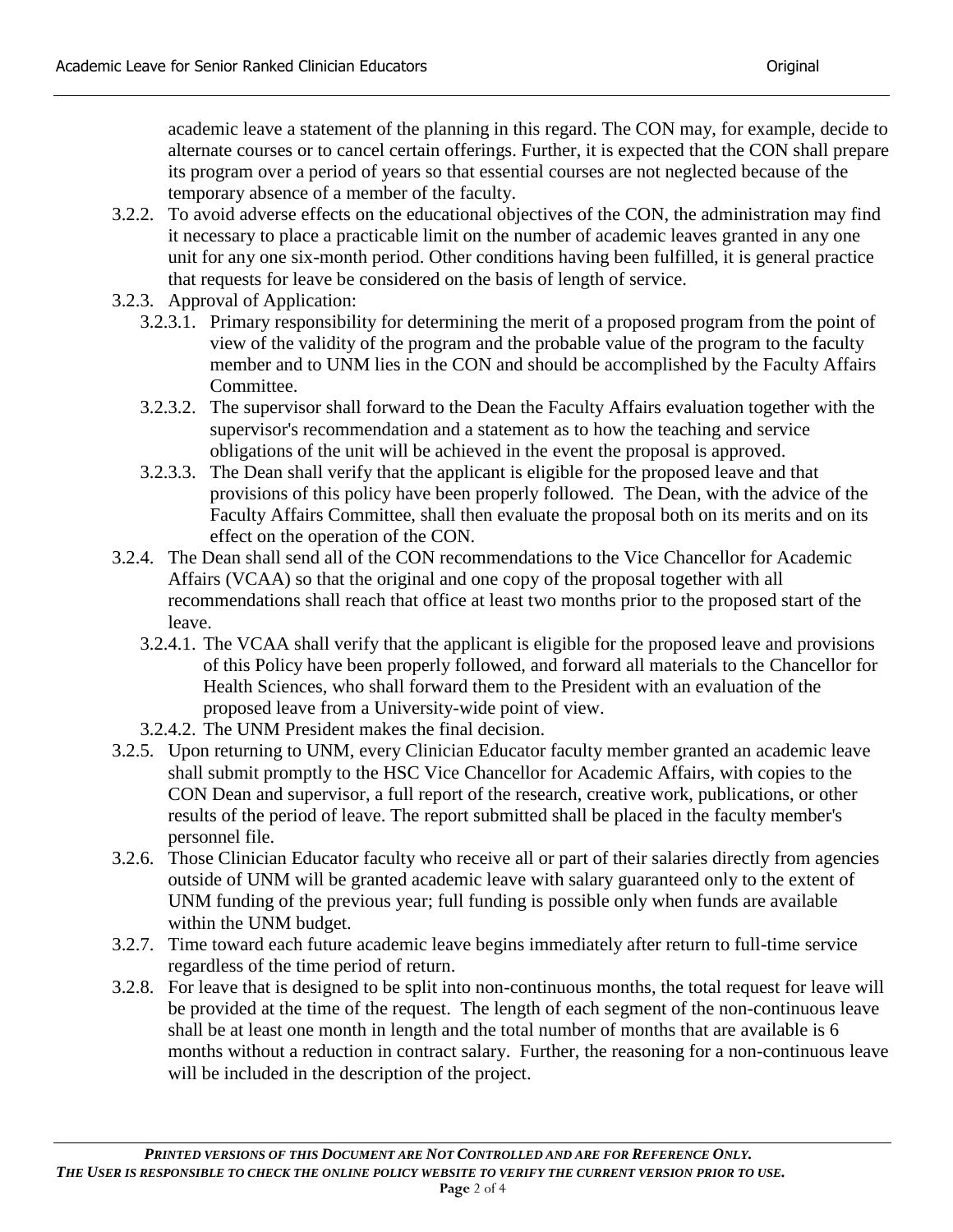academic leave a statement of the planning in this regard. The CON may, for example, decide to alternate courses or to cancel certain offerings. Further, it is expected that the CON shall prepare its program over a period of years so that essential courses are not neglected because of the temporary absence of a member of the faculty.

- 3.2.2. To avoid adverse effects on the educational objectives of the CON, the administration may find it necessary to place a practicable limit on the number of academic leaves granted in any one unit for any one six-month period. Other conditions having been fulfilled, it is general practice that requests for leave be considered on the basis of length of service.
- 3.2.3. Approval of Application:
  - 3.2.3.1. Primary responsibility for determining the merit of a proposed program from the point of view of the validity of the program and the probable value of the program to the faculty member and to UNM lies in the CON and should be accomplished by the Faculty Affairs Committee.
  - 3.2.3.2. The supervisor shall forward to the Dean the Faculty Affairs evaluation together with the supervisor's recommendation and a statement as to how the teaching and service obligations of the unit will be achieved in the event the proposal is approved.
  - 3.2.3.3. The Dean shall verify that the applicant is eligible for the proposed leave and that provisions of this policy have been properly followed. The Dean, with the advice of the Faculty Affairs Committee, shall then evaluate the proposal both on its merits and on its effect on the operation of the CON.
- 3.2.4. The Dean shall send all of the CON recommendations to the Vice Chancellor for Academic Affairs (VCAA) so that the original and one copy of the proposal together with all recommendations shall reach that office at least two months prior to the proposed start of the leave.
  - 3.2.4.1. The VCAA shall verify that the applicant is eligible for the proposed leave and provisions of this Policy have been properly followed, and forward all materials to the Chancellor for Health Sciences, who shall forward them to the President with an evaluation of the proposed leave from a University-wide point of view.
  - 3.2.4.2. The UNM President makes the final decision.
- 3.2.5. Upon returning to UNM, every Clinician Educator faculty member granted an academic leave shall submit promptly to the HSC Vice Chancellor for Academic Affairs, with copies to the CON Dean and supervisor, a full report of the research, creative work, publications, or other results of the period of leave. The report submitted shall be placed in the faculty member's personnel file.
- 3.2.6. Those Clinician Educator faculty who receive all or part of their salaries directly from agencies outside of UNM will be granted academic leave with salary guaranteed only to the extent of UNM funding of the previous year; full funding is possible only when funds are available within the UNM budget.
- 3.2.7. Time toward each future academic leave begins immediately after return to full-time service regardless of the time period of return.
- 3.2.8. For leave that is designed to be split into non-continuous months, the total request for leave will be provided at the time of the request. The length of each segment of the non-continuous leave shall be at least one month in length and the total number of months that are available is 6 months without a reduction in contract salary. Further, the reasoning for a non-continuous leave will be included in the description of the project.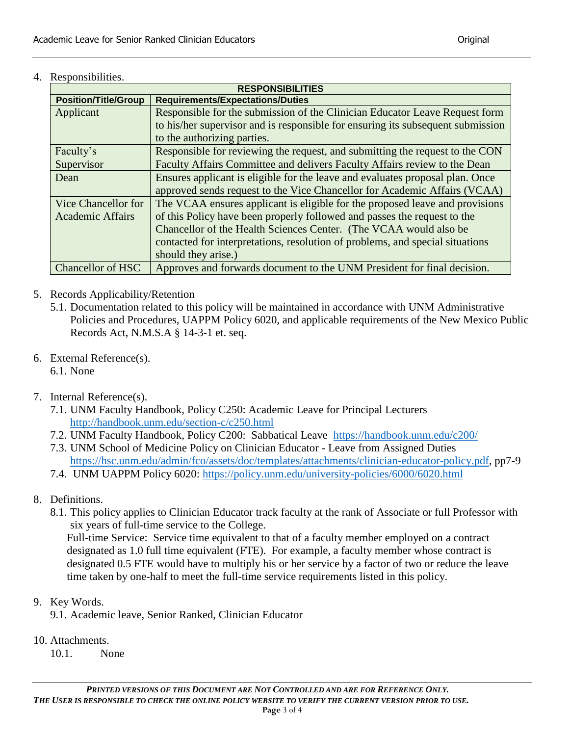4. Responsibilities.

| RESPONSIBILITIES | |
|---|---|
| **Position/Title/Group** | **Requirements/Expectations/Duties** |
| Applicant | Responsible for the submission of the Clinician Educator Leave Request form to his/her supervisor and is responsible for ensuring its subsequent submission to the authorizing parties. |
| Faculty's Supervisor | Responsible for reviewing the request, and submitting the request to the CON Faculty Affairs Committee and delivers Faculty Affairs review to the Dean |
| Dean | Ensures applicant is eligible for the leave and evaluates proposal plan. Once approved sends request to the Vice Chancellor for Academic Affairs (VCAA) |
| Vice Chancellor for Academic Affairs | The VCAA ensures applicant is eligible for the proposed leave and provisions of this Policy have been properly followed and passes the request to the Chancellor of the Health Sciences Center. (The VCAA would also be contacted for interpretations, resolution of problems, and special situations should they arise.) |
| Chancellor of HSC | Approves and forwards document to the UNM President for final decision. |

5. Records Applicability/Retention
   5.1. Documentation related to this policy will be maintained in accordance with UNM Administrative Policies and Procedures, UAPPM Policy 6020, and applicable requirements of the New Mexico Public Records Act, N.M.S.A § 14-3-1 et. seq.

6. External Reference(s).
   6.1. None

7. Internal Reference(s).
   7.1. UNM Faculty Handbook, Policy C250: Academic Leave for Principal Lecturers http://handbook.unm.edu/section-c/c250.html
   7.2. UNM Faculty Handbook, Policy C200: Sabbatical Leave https://handbook.unm.edu/c200/
   7.3. UNM School of Medicine Policy on Clinician Educator - Leave from Assigned Duties https://hsc.unm.edu/admin/fco/assets/doc/templates/attachments/clinician-educator-policy.pdf, pp7-9
   7.4. UNM UAPPM Policy 6020: https://policy.unm.edu/university-policies/6000/6020.html

8. Definitions.
   8.1. This policy applies to Clinician Educator track faculty at the rank of Associate or full Professor with six years of full-time service to the College.
   Full-time Service: Service time equivalent to that of a faculty member employed on a contract designated as 1.0 full time equivalent (FTE). For example, a faculty member whose contract is designated 0.5 FTE would have to multiply his or her service by a factor of two or reduce the leave time taken by one-half to meet the full-time service requirements listed in this policy.

9. Key Words.
   9.1. Academic leave, Senior Ranked, Clinician Educator

10. Attachments.
    10.1. None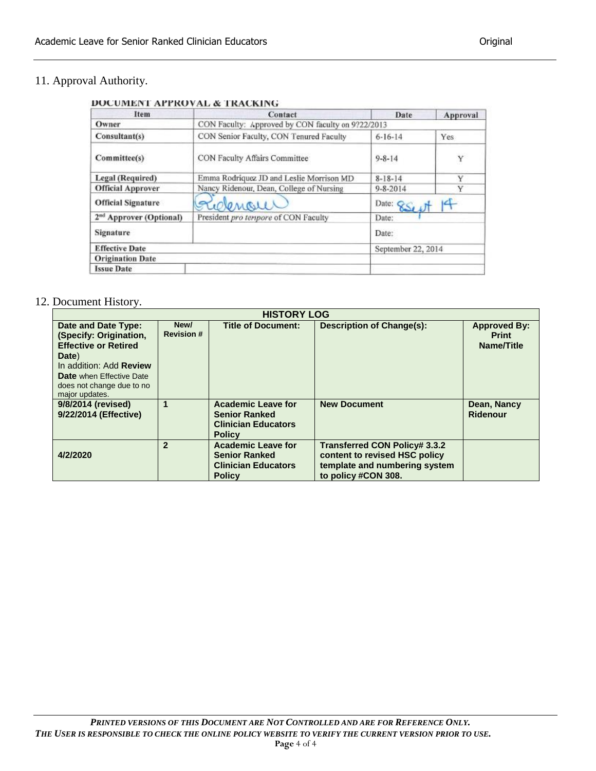## 11. Approval Authority.

**DOCUMENT APPROVAL & TRACKING**

| Item | Contact | Date | Approval |
|---|---|---|---|
| Owner | CON Faculty: Approved by CON faculty on 9?22/2013 | | |
| Consultant(s) | CON Senior Faculty, CON Tenured Faculty | 6-16-14 | Yes |
| Committee(s) | CON Faculty Affairs Committee | 9-8-14 | Y |
| Legal (Required) | Emma Rodriquez JD and Leslie Morrison MD | 8-18-14 | Y |
| Official Approver | Nancy Ridenour, Dean, College of Nursing | 9-8-2014 | Y |
| Official Signature | Ridenour | Date: 8 Sept 14 | |
| 2nd Approver (Optional) | President *pro tempore* of CON Faculty | Date: | |
| Signature | | Date: | |
| Effective Date | | September 22, 2014 | |
| Origination Date | | | |
| Issue Date | | | |

## 12. Document History.

| HISTORY LOG | | | | |
|---|---|---|---|---|
| **Date and Date Type: (Specify: Origination, Effective or Retired Date)** In addition: Add **Review Date** when Effective Date does not change due to no major updates. | **New/ Revision #** | **Title of Document:** | **Description of Change(s):** | **Approved By: Print Name/Title** |
| **9/8/2014 (revised) 9/22/2014 (Effective)** | **1** | **Academic Leave for Senior Ranked Clinician Educators Policy** | **New Document** | **Dean, Nancy Ridenour** |
| **4/2/2020** | **2** | **Academic Leave for Senior Ranked Clinician Educators Policy** | **Transferred CON Policy# 3.3.2 content to revised HSC policy template and numbering system to policy #CON 308.** | |

***Printed versions of this Document are Not Controlled and are for Reference Only.***
***The User is responsible to check the online policy website to verify the current version prior to use.***